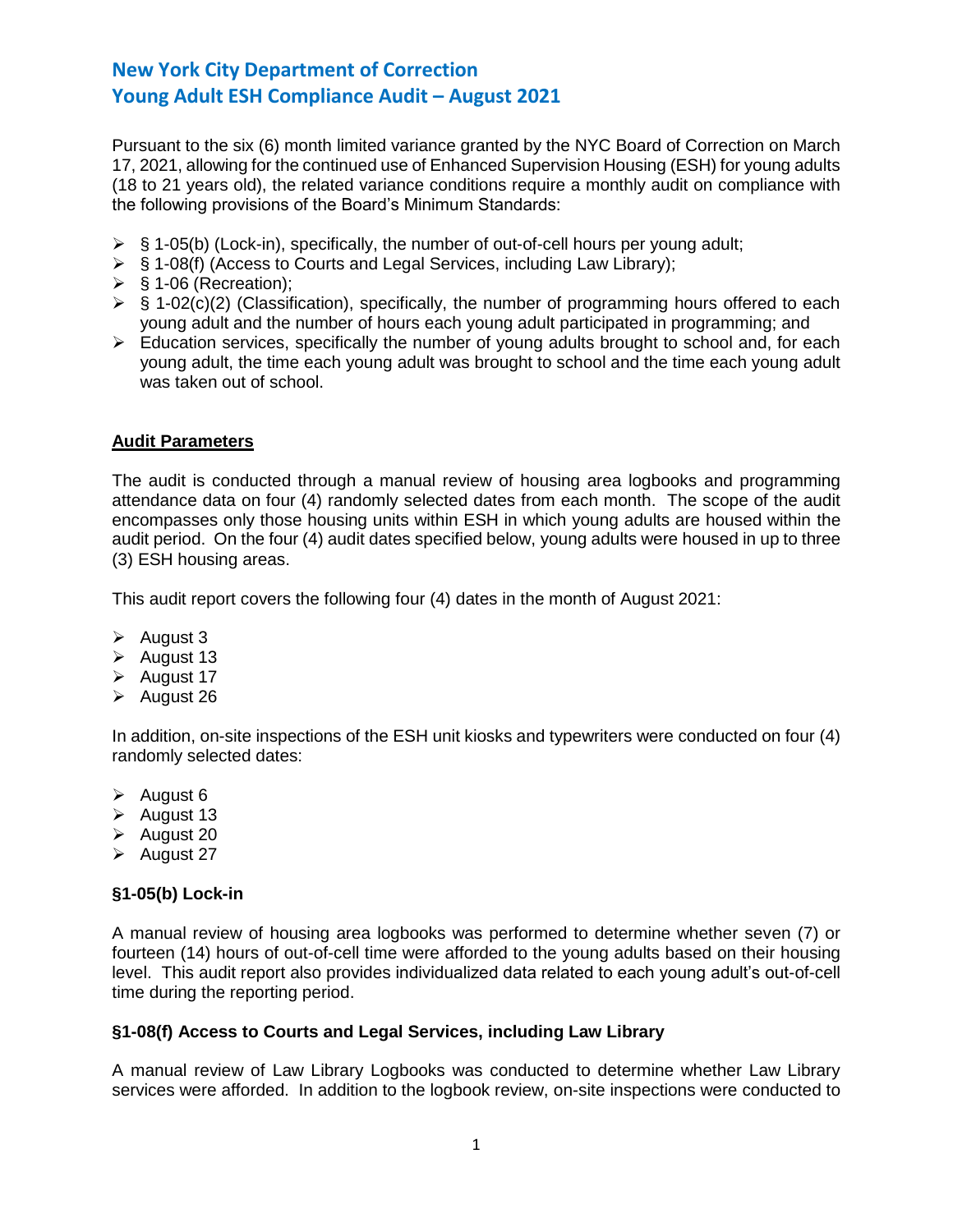# New York City Department of Correction
# Young Adult ESH Compliance Audit – August 2021

Pursuant to the six (6) month limited variance granted by the NYC Board of Correction on March 17, 2021, allowing for the continued use of Enhanced Supervision Housing (ESH) for young adults (18 to 21 years old), the related variance conditions require a monthly audit on compliance with the following provisions of the Board's Minimum Standards:

- § 1-05(b) (Lock-in), specifically, the number of out-of-cell hours per young adult;
- § 1-08(f) (Access to Courts and Legal Services, including Law Library);
- § 1-06 (Recreation);
- § 1-02(c)(2) (Classification), specifically, the number of programming hours offered to each young adult and the number of hours each young adult participated in programming; and
- Education services, specifically the number of young adults brought to school and, for each young adult, the time each young adult was brought to school and the time each young adult was taken out of school.

## Audit Parameters

The audit is conducted through a manual review of housing area logbooks and programming attendance data on four (4) randomly selected dates from each month. The scope of the audit encompasses only those housing units within ESH in which young adults are housed within the audit period. On the four (4) audit dates specified below, young adults were housed in up to three (3) ESH housing areas.

This audit report covers the following four (4) dates in the month of August 2021:

- August 3
- August 13
- August 17
- August 26

In addition, on-site inspections of the ESH unit kiosks and typewriters were conducted on four (4) randomly selected dates:

- August 6
- August 13
- August 20
- August 27

### §1-05(b) Lock-in

A manual review of housing area logbooks was performed to determine whether seven (7) or fourteen (14) hours of out-of-cell time were afforded to the young adults based on their housing level. This audit report also provides individualized data related to each young adult's out-of-cell time during the reporting period.

### §1-08(f) Access to Courts and Legal Services, including Law Library

A manual review of Law Library Logbooks was conducted to determine whether Law Library services were afforded. In addition to the logbook review, on-site inspections were conducted to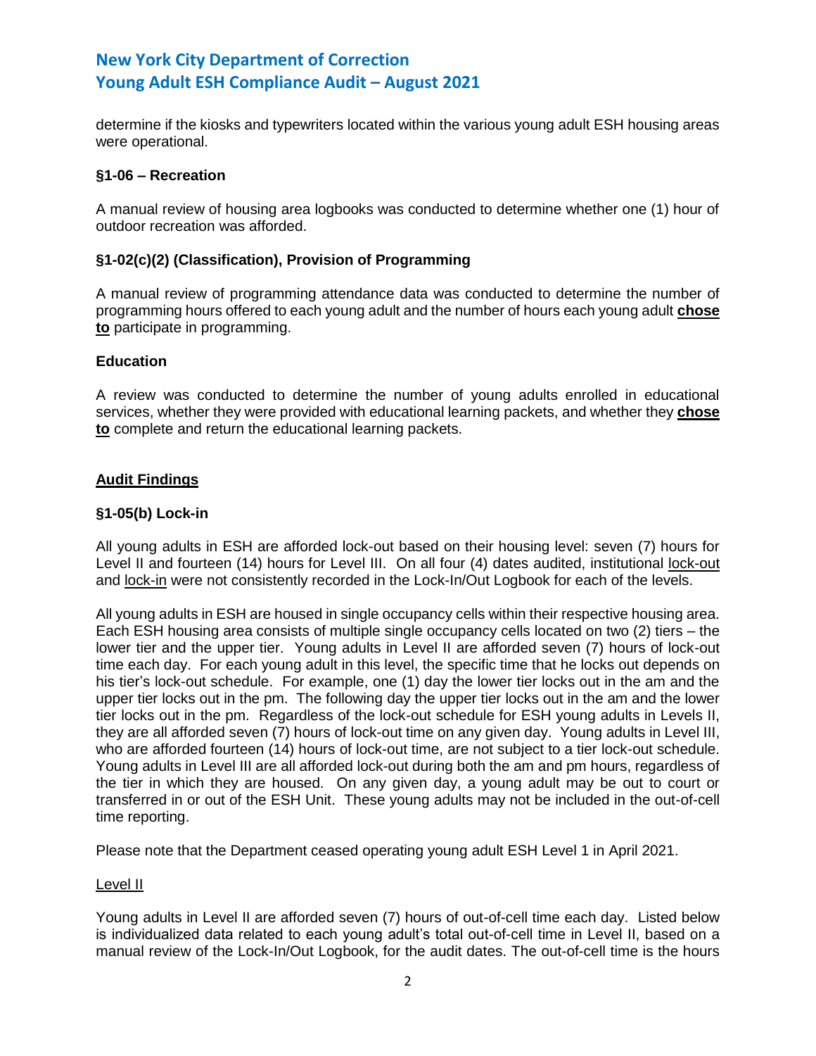determine if the kiosks and typewriters located within the various young adult ESH housing areas were operational.

### §1-06 – Recreation

A manual review of housing area logbooks was conducted to determine whether one (1) hour of outdoor recreation was afforded.

### §1-02(c)(2) (Classification), Provision of Programming

A manual review of programming attendance data was conducted to determine the number of programming hours offered to each young adult and the number of hours each young adult **chose to** participate in programming.

### Education

A review was conducted to determine the number of young adults enrolled in educational services, whether they were provided with educational learning packets, and whether they **chose to** complete and return the educational learning packets.

## Audit Findings

### §1-05(b) Lock-in

All young adults in ESH are afforded lock-out based on their housing level: seven (7) hours for Level II and fourteen (14) hours for Level III. On all four (4) dates audited, institutional lock-out and lock-in were not consistently recorded in the Lock-In/Out Logbook for each of the levels.

All young adults in ESH are housed in single occupancy cells within their respective housing area. Each ESH housing area consists of multiple single occupancy cells located on two (2) tiers – the lower tier and the upper tier. Young adults in Level II are afforded seven (7) hours of lock-out time each day. For each young adult in this level, the specific time that he locks out depends on his tier's lock-out schedule. For example, one (1) day the lower tier locks out in the am and the upper tier locks out in the pm. The following day the upper tier locks out in the am and the lower tier locks out in the pm. Regardless of the lock-out schedule for ESH young adults in Levels II, they are all afforded seven (7) hours of lock-out time on any given day. Young adults in Level III, who are afforded fourteen (14) hours of lock-out time, are not subject to a tier lock-out schedule. Young adults in Level III are all afforded lock-out during both the am and pm hours, regardless of the tier in which they are housed. On any given day, a young adult may be out to court or transferred in or out of the ESH Unit. These young adults may not be included in the out-of-cell time reporting.

Please note that the Department ceased operating young adult ESH Level 1 in April 2021.

#### Level II

Young adults in Level II are afforded seven (7) hours of out-of-cell time each day. Listed below is individualized data related to each young adult's total out-of-cell time in Level II, based on a manual review of the Lock-In/Out Logbook, for the audit dates. The out-of-cell time is the hours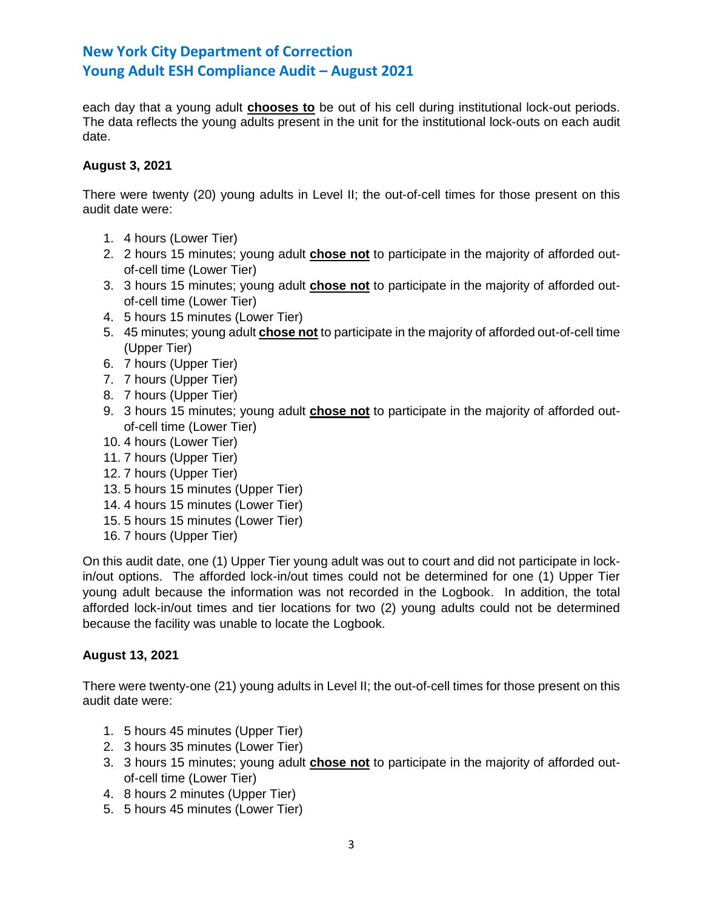each day that a young adult **chooses to** be out of his cell during institutional lock-out periods. The data reflects the young adults present in the unit for the institutional lock-outs on each audit date.

**August 3, 2021**

There were twenty (20) young adults in Level II; the out-of-cell times for those present on this audit date were:

1. 4 hours (Lower Tier)
2. 2 hours 15 minutes; young adult **chose not** to participate in the majority of afforded out-of-cell time (Lower Tier)
3. 3 hours 15 minutes; young adult **chose not** to participate in the majority of afforded out-of-cell time (Lower Tier)
4. 5 hours 15 minutes (Lower Tier)
5. 45 minutes; young adult **chose not** to participate in the majority of afforded out-of-cell time (Upper Tier)
6. 7 hours (Upper Tier)
7. 7 hours (Upper Tier)
8. 7 hours (Upper Tier)
9. 3 hours 15 minutes; young adult **chose not** to participate in the majority of afforded out-of-cell time (Lower Tier)
10. 4 hours (Lower Tier)
11. 7 hours (Upper Tier)
12. 7 hours (Upper Tier)
13. 5 hours 15 minutes (Upper Tier)
14. 4 hours 15 minutes (Lower Tier)
15. 5 hours 15 minutes (Lower Tier)
16. 7 hours (Upper Tier)

On this audit date, one (1) Upper Tier young adult was out to court and did not participate in lock-in/out options. The afforded lock-in/out times could not be determined for one (1) Upper Tier young adult because the information was not recorded in the Logbook. In addition, the total afforded lock-in/out times and tier locations for two (2) young adults could not be determined because the facility was unable to locate the Logbook.

**August 13, 2021**

There were twenty-one (21) young adults in Level II; the out-of-cell times for those present on this audit date were:

1. 5 hours 45 minutes (Upper Tier)
2. 3 hours 35 minutes (Lower Tier)
3. 3 hours 15 minutes; young adult **chose not** to participate in the majority of afforded out-of-cell time (Lower Tier)
4. 8 hours 2 minutes (Upper Tier)
5. 5 hours 45 minutes (Lower Tier)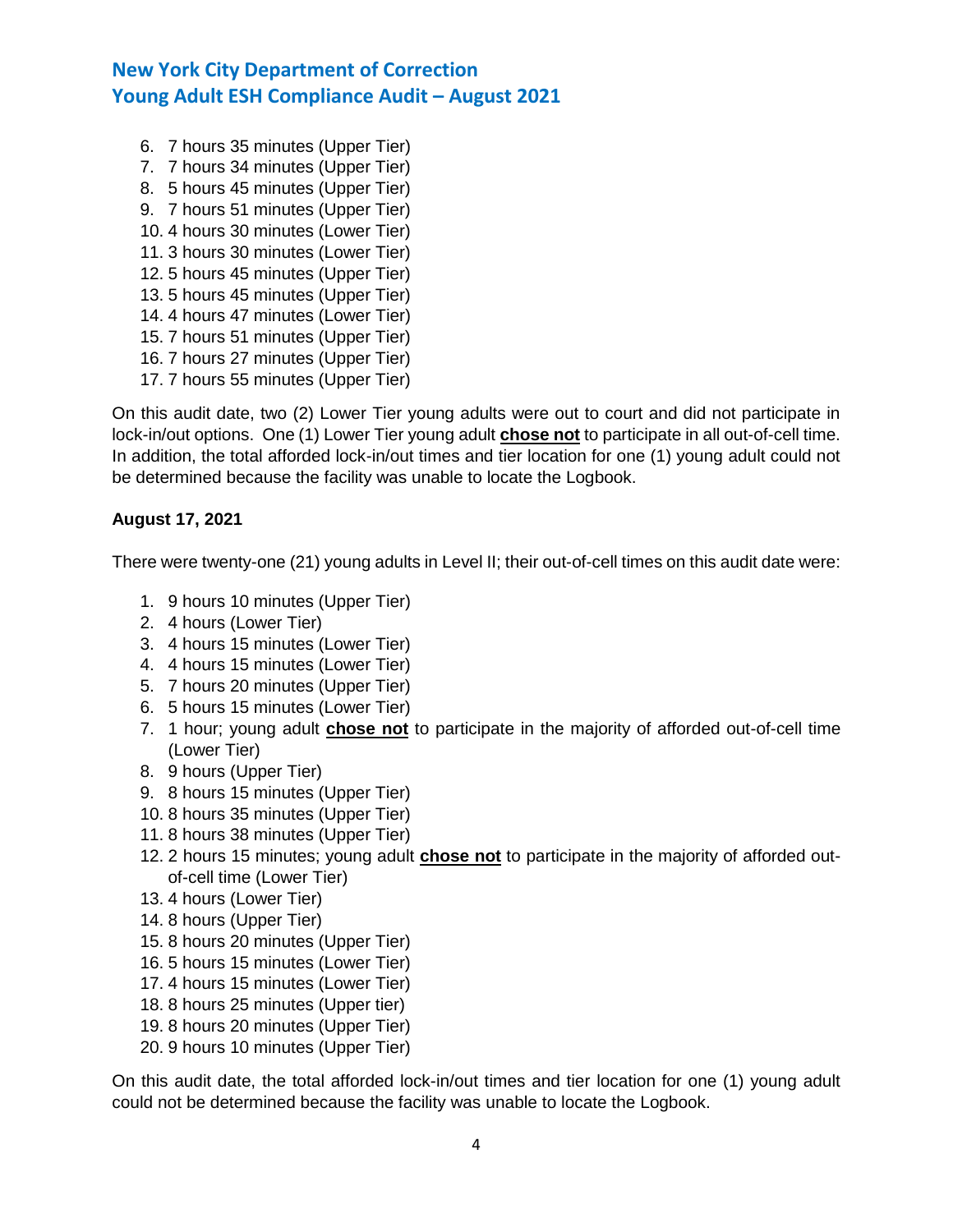6. 7 hours 35 minutes (Upper Tier)
7. 7 hours 34 minutes (Upper Tier)
8. 5 hours 45 minutes (Upper Tier)
9. 7 hours 51 minutes (Upper Tier)
10. 4 hours 30 minutes (Lower Tier)
11. 3 hours 30 minutes (Lower Tier)
12. 5 hours 45 minutes (Upper Tier)
13. 5 hours 45 minutes (Upper Tier)
14. 4 hours 47 minutes (Lower Tier)
15. 7 hours 51 minutes (Upper Tier)
16. 7 hours 27 minutes (Upper Tier)
17. 7 hours 55 minutes (Upper Tier)

On this audit date, two (2) Lower Tier young adults were out to court and did not participate in lock-in/out options. One (1) Lower Tier young adult **chose not** to participate in all out-of-cell time. In addition, the total afforded lock-in/out times and tier location for one (1) young adult could not be determined because the facility was unable to locate the Logbook.

**August 17, 2021**

There were twenty-one (21) young adults in Level II; their out-of-cell times on this audit date were:

1. 9 hours 10 minutes (Upper Tier)
2. 4 hours (Lower Tier)
3. 4 hours 15 minutes (Lower Tier)
4. 4 hours 15 minutes (Lower Tier)
5. 7 hours 20 minutes (Upper Tier)
6. 5 hours 15 minutes (Lower Tier)
7. 1 hour; young adult **chose not** to participate in the majority of afforded out-of-cell time (Lower Tier)
8. 9 hours (Upper Tier)
9. 8 hours 15 minutes (Upper Tier)
10. 8 hours 35 minutes (Upper Tier)
11. 8 hours 38 minutes (Upper Tier)
12. 2 hours 15 minutes; young adult **chose not** to participate in the majority of afforded out-of-cell time (Lower Tier)
13. 4 hours (Lower Tier)
14. 8 hours (Upper Tier)
15. 8 hours 20 minutes (Upper Tier)
16. 5 hours 15 minutes (Lower Tier)
17. 4 hours 15 minutes (Lower Tier)
18. 8 hours 25 minutes (Upper tier)
19. 8 hours 20 minutes (Upper Tier)
20. 9 hours 10 minutes (Upper Tier)

On this audit date, the total afforded lock-in/out times and tier location for one (1) young adult could not be determined because the facility was unable to locate the Logbook.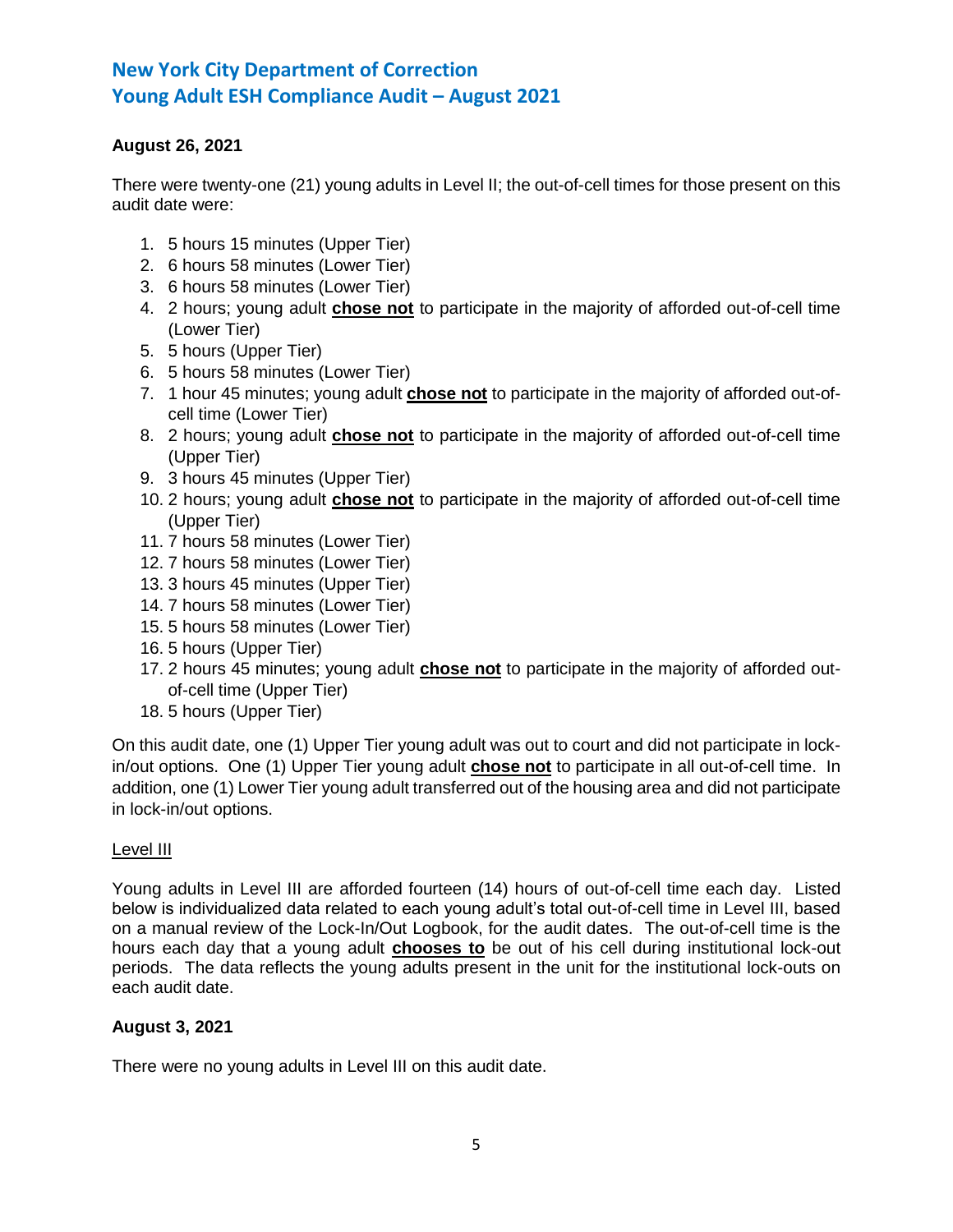**August 26, 2021**

There were twenty-one (21) young adults in Level II; the out-of-cell times for those present on this audit date were:

1. 5 hours 15 minutes (Upper Tier)
2. 6 hours 58 minutes (Lower Tier)
3. 6 hours 58 minutes (Lower Tier)
4. 2 hours; young adult **chose not** to participate in the majority of afforded out-of-cell time (Lower Tier)
5. 5 hours (Upper Tier)
6. 5 hours 58 minutes (Lower Tier)
7. 1 hour 45 minutes; young adult **chose not** to participate in the majority of afforded out-of-cell time (Lower Tier)
8. 2 hours; young adult **chose not** to participate in the majority of afforded out-of-cell time (Upper Tier)
9. 3 hours 45 minutes (Upper Tier)
10. 2 hours; young adult **chose not** to participate in the majority of afforded out-of-cell time (Upper Tier)
11. 7 hours 58 minutes (Lower Tier)
12. 7 hours 58 minutes (Lower Tier)
13. 3 hours 45 minutes (Upper Tier)
14. 7 hours 58 minutes (Lower Tier)
15. 5 hours 58 minutes (Lower Tier)
16. 5 hours (Upper Tier)
17. 2 hours 45 minutes; young adult **chose not** to participate in the majority of afforded out-of-cell time (Upper Tier)
18. 5 hours (Upper Tier)

On this audit date, one (1) Upper Tier young adult was out to court and did not participate in lock-in/out options. One (1) Upper Tier young adult **chose not** to participate in all out-of-cell time. In addition, one (1) Lower Tier young adult transferred out of the housing area and did not participate in lock-in/out options.

<u>Level III</u>

Young adults in Level III are afforded fourteen (14) hours of out-of-cell time each day. Listed below is individualized data related to each young adult's total out-of-cell time in Level III, based on a manual review of the Lock-In/Out Logbook, for the audit dates. The out-of-cell time is the hours each day that a young adult **chooses to** be out of his cell during institutional lock-out periods. The data reflects the young adults present in the unit for the institutional lock-outs on each audit date.

**August 3, 2021**

There were no young adults in Level III on this audit date.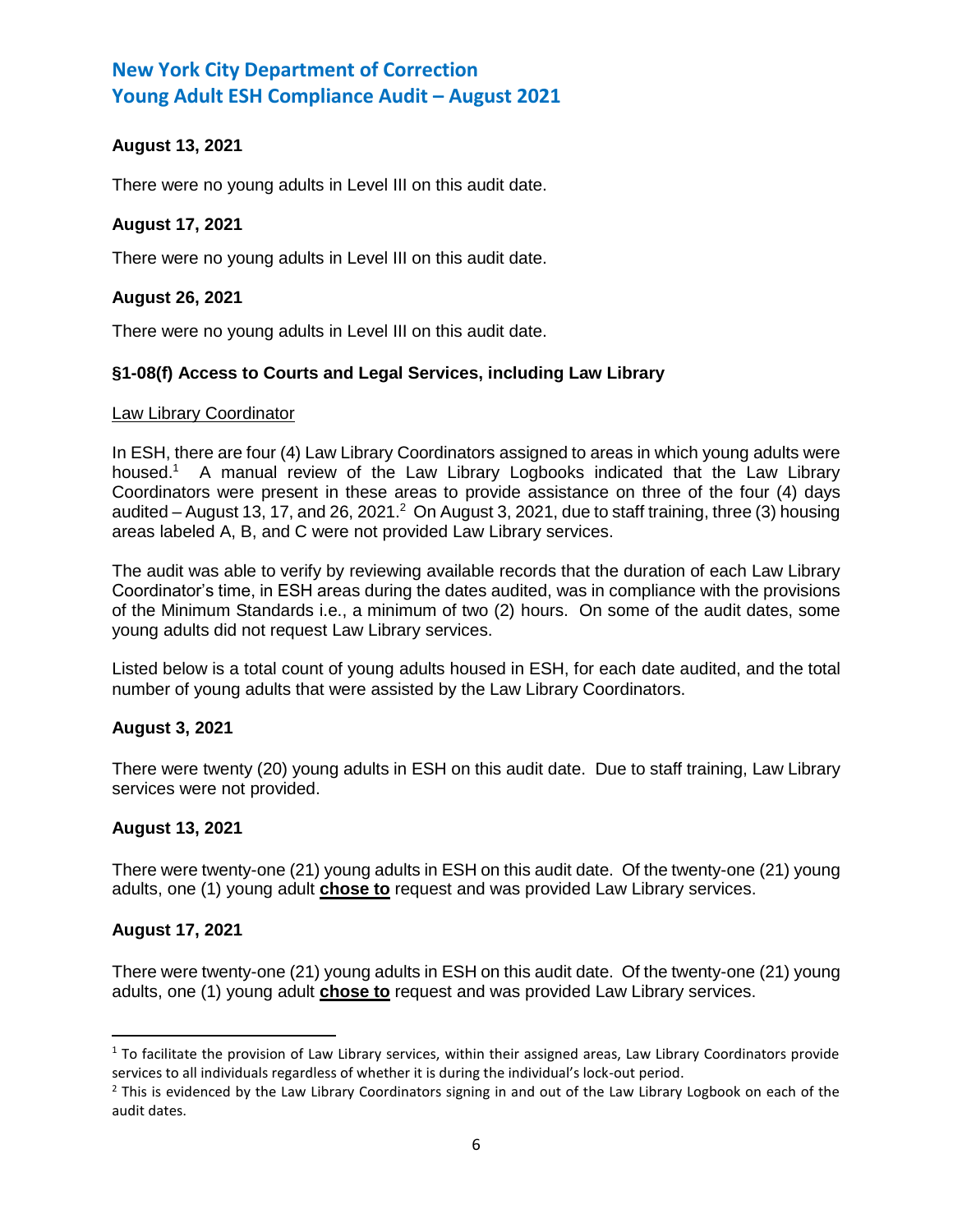**August 13, 2021**

There were no young adults in Level III on this audit date.

**August 17, 2021**

There were no young adults in Level III on this audit date.

**August 26, 2021**

There were no young adults in Level III on this audit date.

**§1-08(f) Access to Courts and Legal Services, including Law Library**

Law Library Coordinator

In ESH, there are four (4) Law Library Coordinators assigned to areas in which young adults were housed.[1] A manual review of the Law Library Logbooks indicated that the Law Library Coordinators were present in these areas to provide assistance on three of the four (4) days audited – August 13, 17, and 26, 2021.[2] On August 3, 2021, due to staff training, three (3) housing areas labeled A, B, and C were not provided Law Library services.

The audit was able to verify by reviewing available records that the duration of each Law Library Coordinator's time, in ESH areas during the dates audited, was in compliance with the provisions of the Minimum Standards i.e., a minimum of two (2) hours. On some of the audit dates, some young adults did not request Law Library services.

Listed below is a total count of young adults housed in ESH, for each date audited, and the total number of young adults that were assisted by the Law Library Coordinators.

**August 3, 2021**

There were twenty (20) young adults in ESH on this audit date. Due to staff training, Law Library services were not provided.

**August 13, 2021**

There were twenty-one (21) young adults in ESH on this audit date. Of the twenty-one (21) young adults, one (1) young adult **chose to** request and was provided Law Library services.

**August 17, 2021**

There were twenty-one (21) young adults in ESH on this audit date. Of the twenty-one (21) young adults, one (1) young adult **chose to** request and was provided Law Library services.

---

[1] To facilitate the provision of Law Library services, within their assigned areas, Law Library Coordinators provide services to all individuals regardless of whether it is during the individual's lock-out period.

[2] This is evidenced by the Law Library Coordinators signing in and out of the Law Library Logbook on each of the audit dates.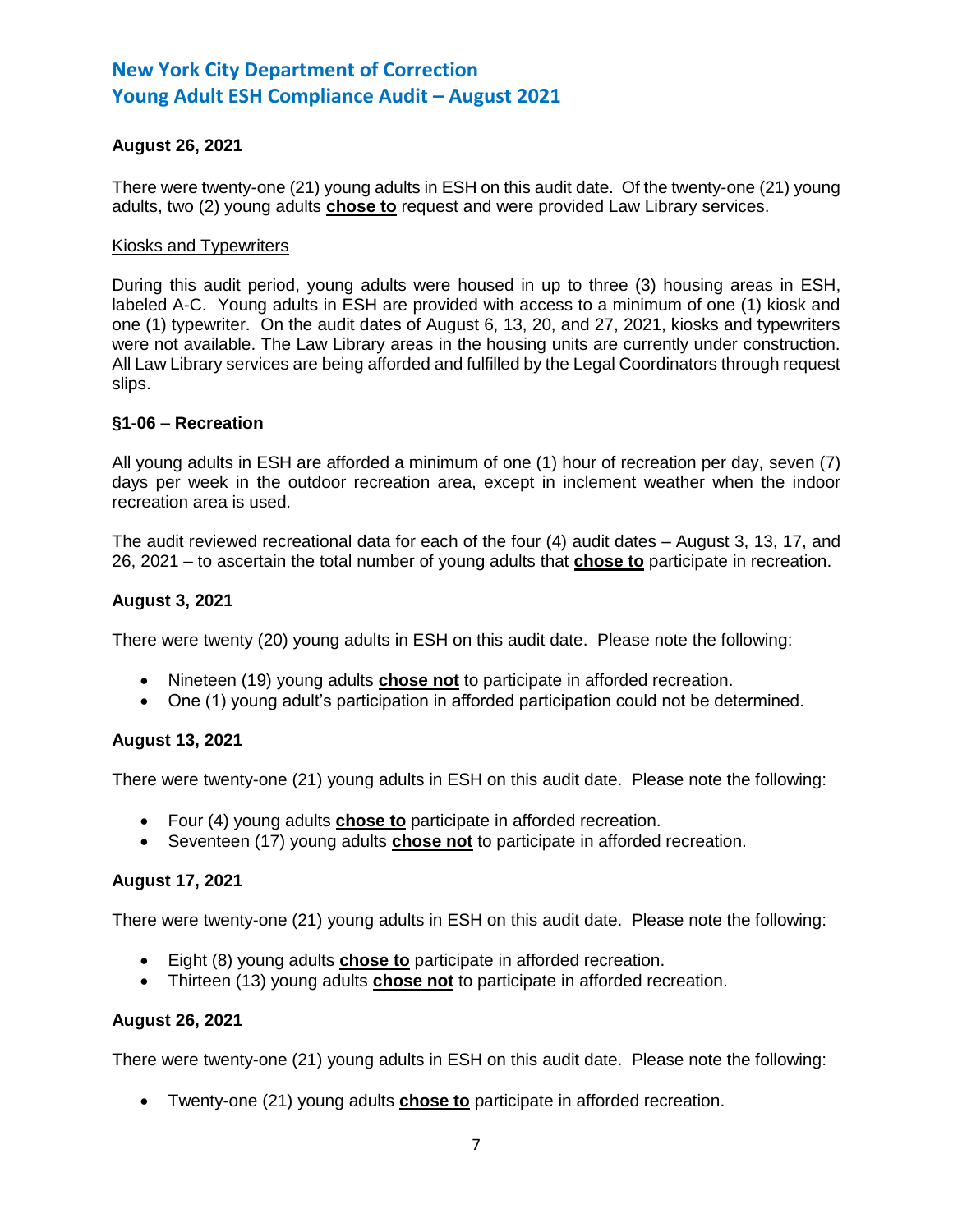**August 26, 2021**

There were twenty-one (21) young adults in ESH on this audit date. Of the twenty-one (21) young adults, two (2) young adults **chose to** request and were provided Law Library services.

Kiosks and Typewriters

During this audit period, young adults were housed in up to three (3) housing areas in ESH, labeled A-C. Young adults in ESH are provided with access to a minimum of one (1) kiosk and one (1) typewriter. On the audit dates of August 6, 13, 20, and 27, 2021, kiosks and typewriters were not available. The Law Library areas in the housing units are currently under construction. All Law Library services are being afforded and fulfilled by the Legal Coordinators through request slips.

**§1-06 – Recreation**

All young adults in ESH are afforded a minimum of one (1) hour of recreation per day, seven (7) days per week in the outdoor recreation area, except in inclement weather when the indoor recreation area is used.

The audit reviewed recreational data for each of the four (4) audit dates – August 3, 13, 17, and 26, 2021 – to ascertain the total number of young adults that **chose to** participate in recreation.

**August 3, 2021**

There were twenty (20) young adults in ESH on this audit date. Please note the following:

- Nineteen (19) young adults **chose not** to participate in afforded recreation.
- One (1) young adult's participation in afforded participation could not be determined.

**August 13, 2021**

There were twenty-one (21) young adults in ESH on this audit date. Please note the following:

- Four (4) young adults **chose to** participate in afforded recreation.
- Seventeen (17) young adults **chose not** to participate in afforded recreation.

**August 17, 2021**

There were twenty-one (21) young adults in ESH on this audit date. Please note the following:

- Eight (8) young adults **chose to** participate in afforded recreation.
- Thirteen (13) young adults **chose not** to participate in afforded recreation.

**August 26, 2021**

There were twenty-one (21) young adults in ESH on this audit date. Please note the following:

- Twenty-one (21) young adults **chose to** participate in afforded recreation.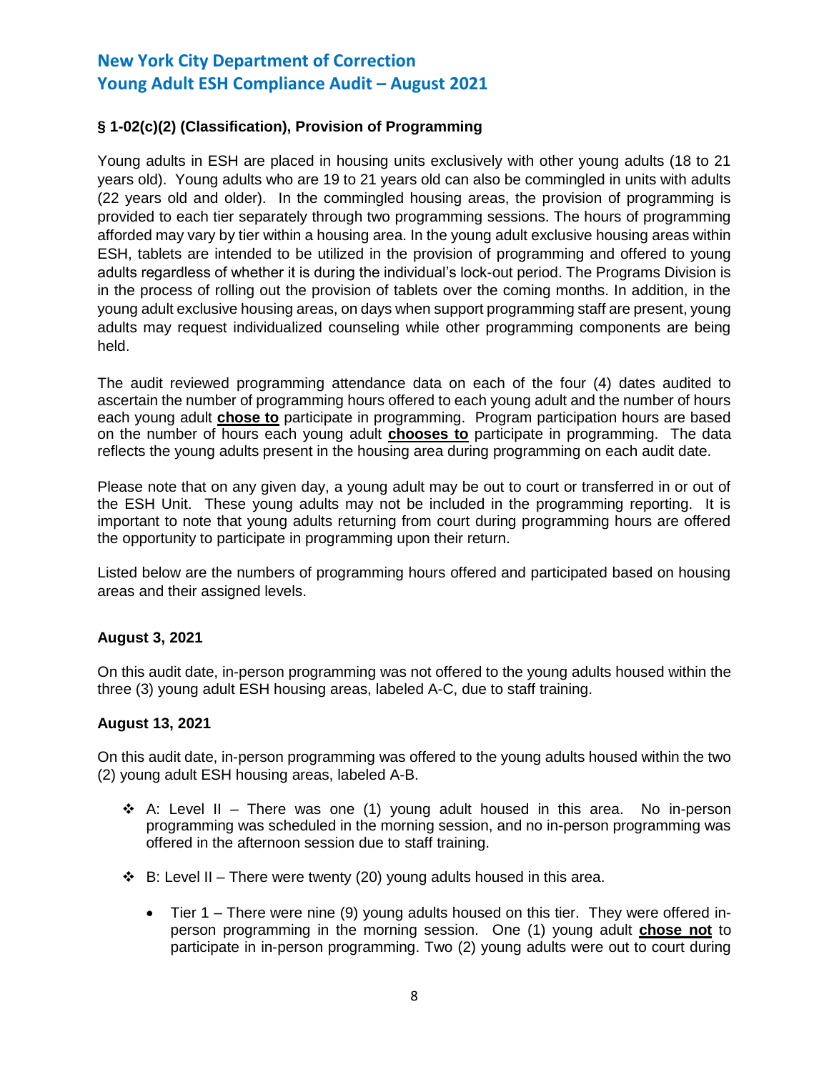### § 1-02(c)(2) (Classification), Provision of Programming

Young adults in ESH are placed in housing units exclusively with other young adults (18 to 21 years old). Young adults who are 19 to 21 years old can also be commingled in units with adults (22 years old and older). In the commingled housing areas, the provision of programming is provided to each tier separately through two programming sessions. The hours of programming afforded may vary by tier within a housing area. In the young adult exclusive housing areas within ESH, tablets are intended to be utilized in the provision of programming and offered to young adults regardless of whether it is during the individual's lock-out period. The Programs Division is in the process of rolling out the provision of tablets over the coming months. In addition, in the young adult exclusive housing areas, on days when support programming staff are present, young adults may request individualized counseling while other programming components are being held.

The audit reviewed programming attendance data on each of the four (4) dates audited to ascertain the number of programming hours offered to each young adult and the number of hours each young adult **chose to** participate in programming. Program participation hours are based on the number of hours each young adult **chooses to** participate in programming. The data reflects the young adults present in the housing area during programming on each audit date.

Please note that on any given day, a young adult may be out to court or transferred in or out of the ESH Unit. These young adults may not be included in the programming reporting. It is important to note that young adults returning from court during programming hours are offered the opportunity to participate in programming upon their return.

Listed below are the numbers of programming hours offered and participated based on housing areas and their assigned levels.

**August 3, 2021**

On this audit date, in-person programming was not offered to the young adults housed within the three (3) young adult ESH housing areas, labeled A-C, due to staff training.

**August 13, 2021**

On this audit date, in-person programming was offered to the young adults housed within the two (2) young adult ESH housing areas, labeled A-B.

- A: Level II – There was one (1) young adult housed in this area. No in-person programming was scheduled in the morning session, and no in-person programming was offered in the afternoon session due to staff training.
- B: Level II – There were twenty (20) young adults housed in this area.
  - Tier 1 – There were nine (9) young adults housed on this tier. They were offered in-person programming in the morning session. One (1) young adult **chose not** to participate in in-person programming. Two (2) young adults were out to court during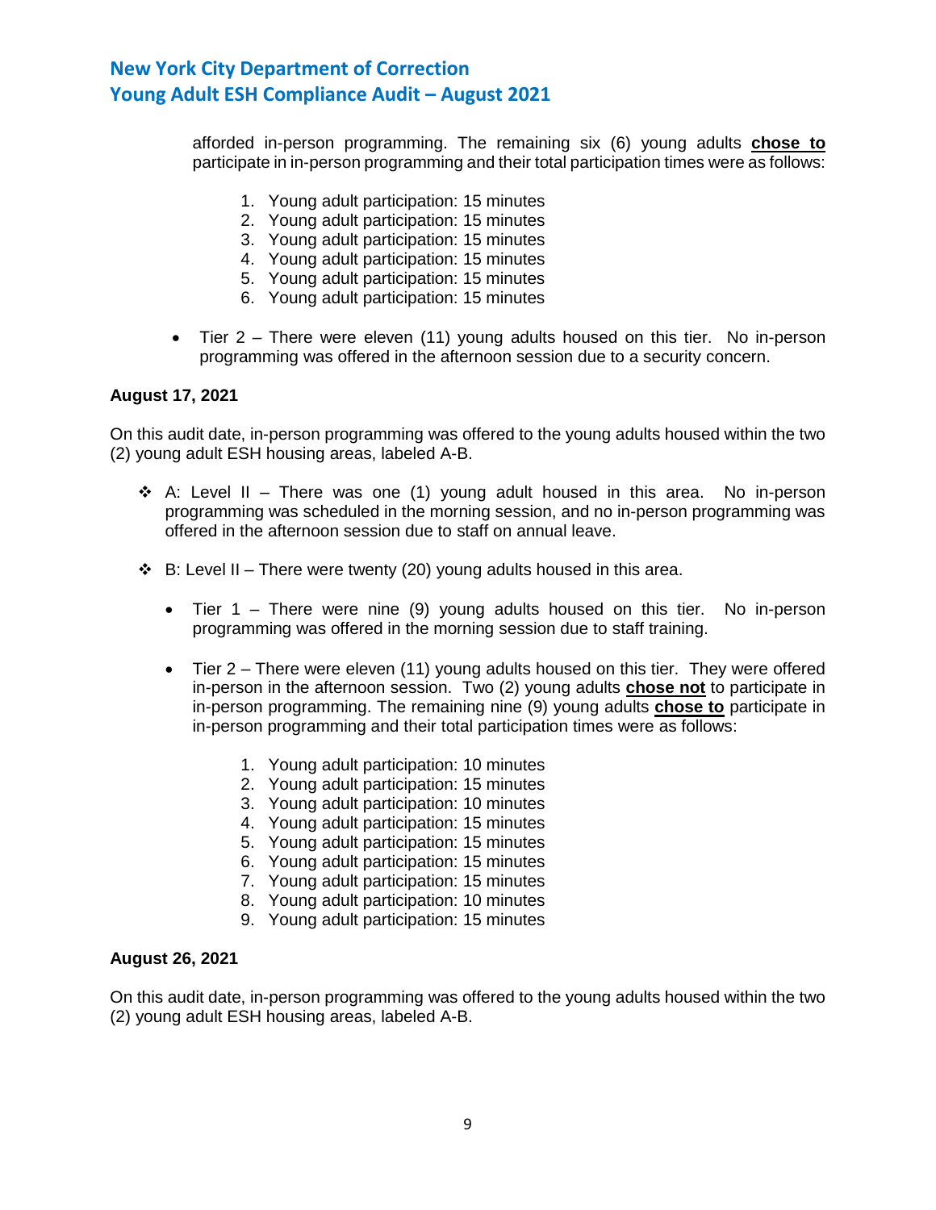afforded in-person programming. The remaining six (6) young adults **chose to** participate in in-person programming and their total participation times were as follows:

1. Young adult participation: 15 minutes
2. Young adult participation: 15 minutes
3. Young adult participation: 15 minutes
4. Young adult participation: 15 minutes
5. Young adult participation: 15 minutes
6. Young adult participation: 15 minutes

- Tier 2 – There were eleven (11) young adults housed on this tier. No in-person programming was offered in the afternoon session due to a security concern.

**August 17, 2021**

On this audit date, in-person programming was offered to the young adults housed within the two (2) young adult ESH housing areas, labeled A-B.

- A: Level II – There was one (1) young adult housed in this area. No in-person programming was scheduled in the morning session, and no in-person programming was offered in the afternoon session due to staff on annual leave.

- B: Level II – There were twenty (20) young adults housed in this area.

  - Tier 1 – There were nine (9) young adults housed on this tier. No in-person programming was offered in the morning session due to staff training.

  - Tier 2 – There were eleven (11) young adults housed on this tier. They were offered in-person in the afternoon session. Two (2) young adults **chose not** to participate in in-person programming. The remaining nine (9) young adults **chose to** participate in in-person programming and their total participation times were as follows:

    1. Young adult participation: 10 minutes
    2. Young adult participation: 15 minutes
    3. Young adult participation: 10 minutes
    4. Young adult participation: 15 minutes
    5. Young adult participation: 15 minutes
    6. Young adult participation: 15 minutes
    7. Young adult participation: 15 minutes
    8. Young adult participation: 10 minutes
    9. Young adult participation: 15 minutes

**August 26, 2021**

On this audit date, in-person programming was offered to the young adults housed within the two (2) young adult ESH housing areas, labeled A-B.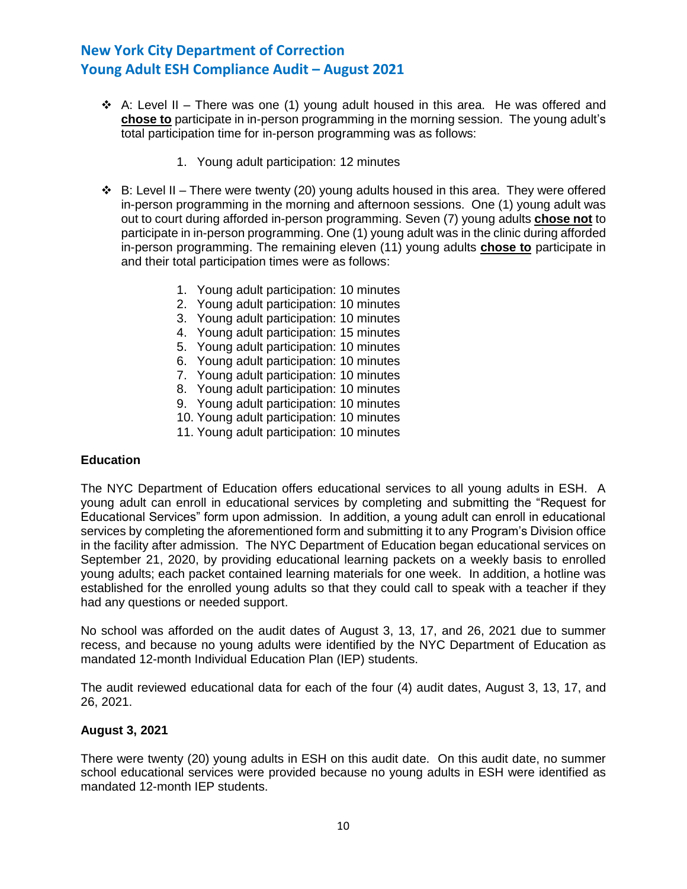- A: Level II – There was one (1) young adult housed in this area. He was offered and **chose to** participate in in-person programming in the morning session. The young adult's total participation time for in-person programming was as follows:

    1. Young adult participation: 12 minutes

- B: Level II – There were twenty (20) young adults housed in this area. They were offered in-person programming in the morning and afternoon sessions. One (1) young adult was out to court during afforded in-person programming. Seven (7) young adults **chose not** to participate in in-person programming. One (1) young adult was in the clinic during afforded in-person programming. The remaining eleven (11) young adults **chose to** participate in and their total participation times were as follows:

    1. Young adult participation: 10 minutes
    2. Young adult participation: 10 minutes
    3. Young adult participation: 10 minutes
    4. Young adult participation: 15 minutes
    5. Young adult participation: 10 minutes
    6. Young adult participation: 10 minutes
    7. Young adult participation: 10 minutes
    8. Young adult participation: 10 minutes
    9. Young adult participation: 10 minutes
    10. Young adult participation: 10 minutes
    11. Young adult participation: 10 minutes

**Education**

The NYC Department of Education offers educational services to all young adults in ESH. A young adult can enroll in educational services by completing and submitting the "Request for Educational Services" form upon admission. In addition, a young adult can enroll in educational services by completing the aforementioned form and submitting it to any Program's Division office in the facility after admission. The NYC Department of Education began educational services on September 21, 2020, by providing educational learning packets on a weekly basis to enrolled young adults; each packet contained learning materials for one week. In addition, a hotline was established for the enrolled young adults so that they could call to speak with a teacher if they had any questions or needed support.

No school was afforded on the audit dates of August 3, 13, 17, and 26, 2021 due to summer recess, and because no young adults were identified by the NYC Department of Education as mandated 12-month Individual Education Plan (IEP) students.

The audit reviewed educational data for each of the four (4) audit dates, August 3, 13, 17, and 26, 2021.

**August 3, 2021**

There were twenty (20) young adults in ESH on this audit date. On this audit date, no summer school educational services were provided because no young adults in ESH were identified as mandated 12-month IEP students.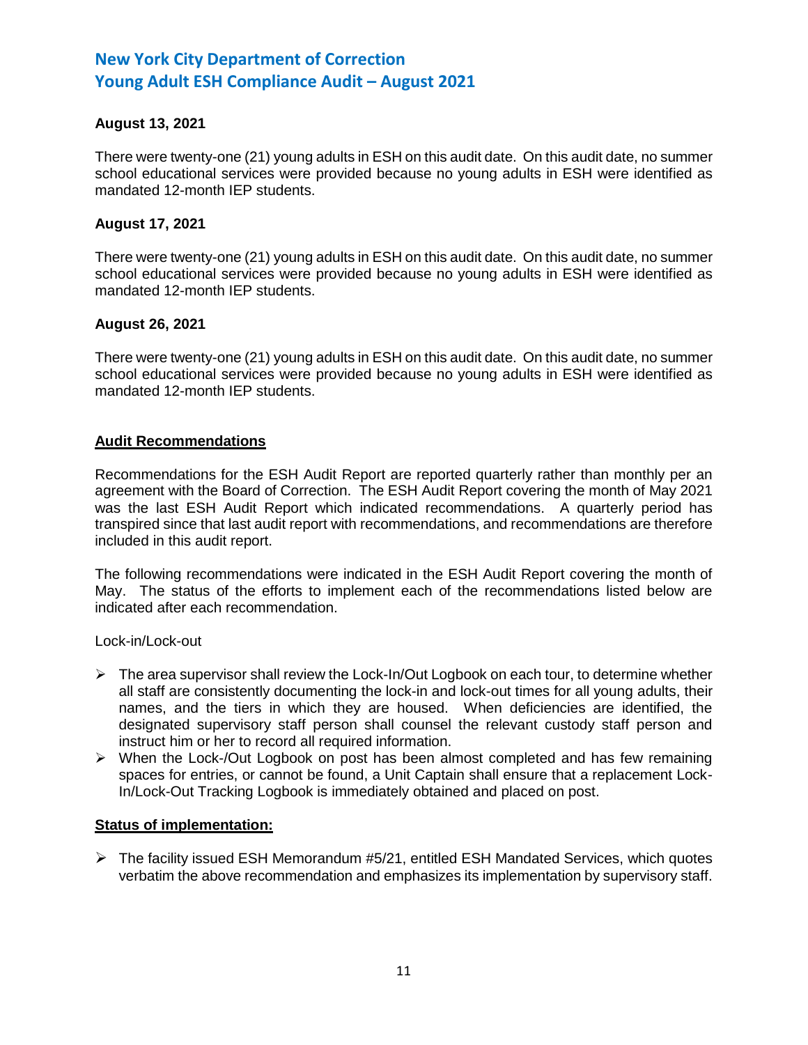**August 13, 2021**

There were twenty-one (21) young adults in ESH on this audit date. On this audit date, no summer school educational services were provided because no young adults in ESH were identified as mandated 12-month IEP students.

**August 17, 2021**

There were twenty-one (21) young adults in ESH on this audit date. On this audit date, no summer school educational services were provided because no young adults in ESH were identified as mandated 12-month IEP students.

**August 26, 2021**

There were twenty-one (21) young adults in ESH on this audit date. On this audit date, no summer school educational services were provided because no young adults in ESH were identified as mandated 12-month IEP students.

**Audit Recommendations**

Recommendations for the ESH Audit Report are reported quarterly rather than monthly per an agreement with the Board of Correction. The ESH Audit Report covering the month of May 2021 was the last ESH Audit Report which indicated recommendations. A quarterly period has transpired since that last audit report with recommendations, and recommendations are therefore included in this audit report.

The following recommendations were indicated in the ESH Audit Report covering the month of May. The status of the efforts to implement each of the recommendations listed below are indicated after each recommendation.

Lock-in/Lock-out

- The area supervisor shall review the Lock-In/Out Logbook on each tour, to determine whether all staff are consistently documenting the lock-in and lock-out times for all young adults, their names, and the tiers in which they are housed. When deficiencies are identified, the designated supervisory staff person shall counsel the relevant custody staff person and instruct him or her to record all required information.
- When the Lock-/Out Logbook on post has been almost completed and has few remaining spaces for entries, or cannot be found, a Unit Captain shall ensure that a replacement Lock-In/Lock-Out Tracking Logbook is immediately obtained and placed on post.

**Status of implementation:**

- The facility issued ESH Memorandum #5/21, entitled ESH Mandated Services, which quotes verbatim the above recommendation and emphasizes its implementation by supervisory staff.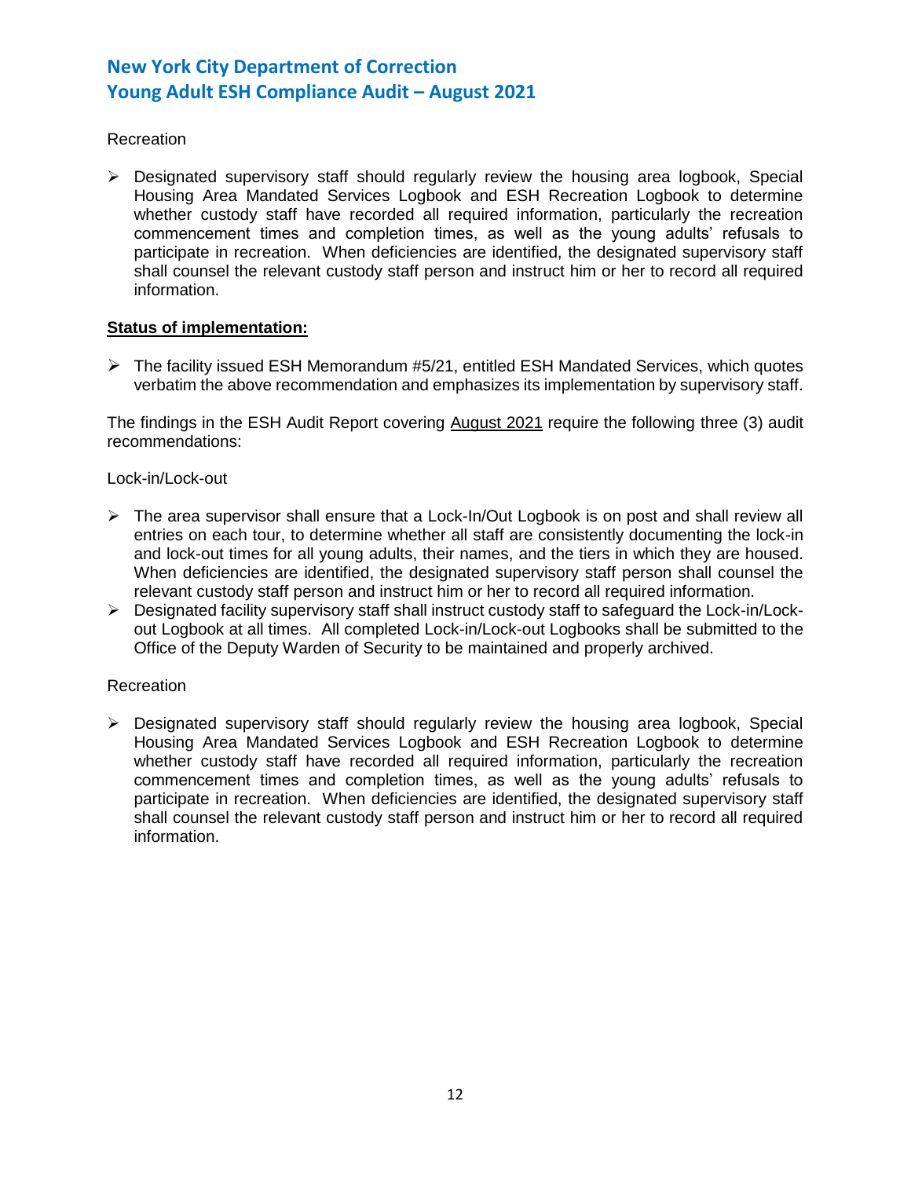Recreation

- Designated supervisory staff should regularly review the housing area logbook, Special Housing Area Mandated Services Logbook and ESH Recreation Logbook to determine whether custody staff have recorded all required information, particularly the recreation commencement times and completion times, as well as the young adults' refusals to participate in recreation. When deficiencies are identified, the designated supervisory staff shall counsel the relevant custody staff person and instruct him or her to record all required information.

**Status of implementation:**

- The facility issued ESH Memorandum #5/21, entitled ESH Mandated Services, which quotes verbatim the above recommendation and emphasizes its implementation by supervisory staff.

The findings in the ESH Audit Report covering August 2021 require the following three (3) audit recommendations:

Lock-in/Lock-out

- The area supervisor shall ensure that a Lock-In/Out Logbook is on post and shall review all entries on each tour, to determine whether all staff are consistently documenting the lock-in and lock-out times for all young adults, their names, and the tiers in which they are housed. When deficiencies are identified, the designated supervisory staff person shall counsel the relevant custody staff person and instruct him or her to record all required information.
- Designated facility supervisory staff shall instruct custody staff to safeguard the Lock-in/Lock-out Logbook at all times. All completed Lock-in/Lock-out Logbooks shall be submitted to the Office of the Deputy Warden of Security to be maintained and properly archived.

Recreation

- Designated supervisory staff should regularly review the housing area logbook, Special Housing Area Mandated Services Logbook and ESH Recreation Logbook to determine whether custody staff have recorded all required information, particularly the recreation commencement times and completion times, as well as the young adults' refusals to participate in recreation. When deficiencies are identified, the designated supervisory staff shall counsel the relevant custody staff person and instruct him or her to record all required information.